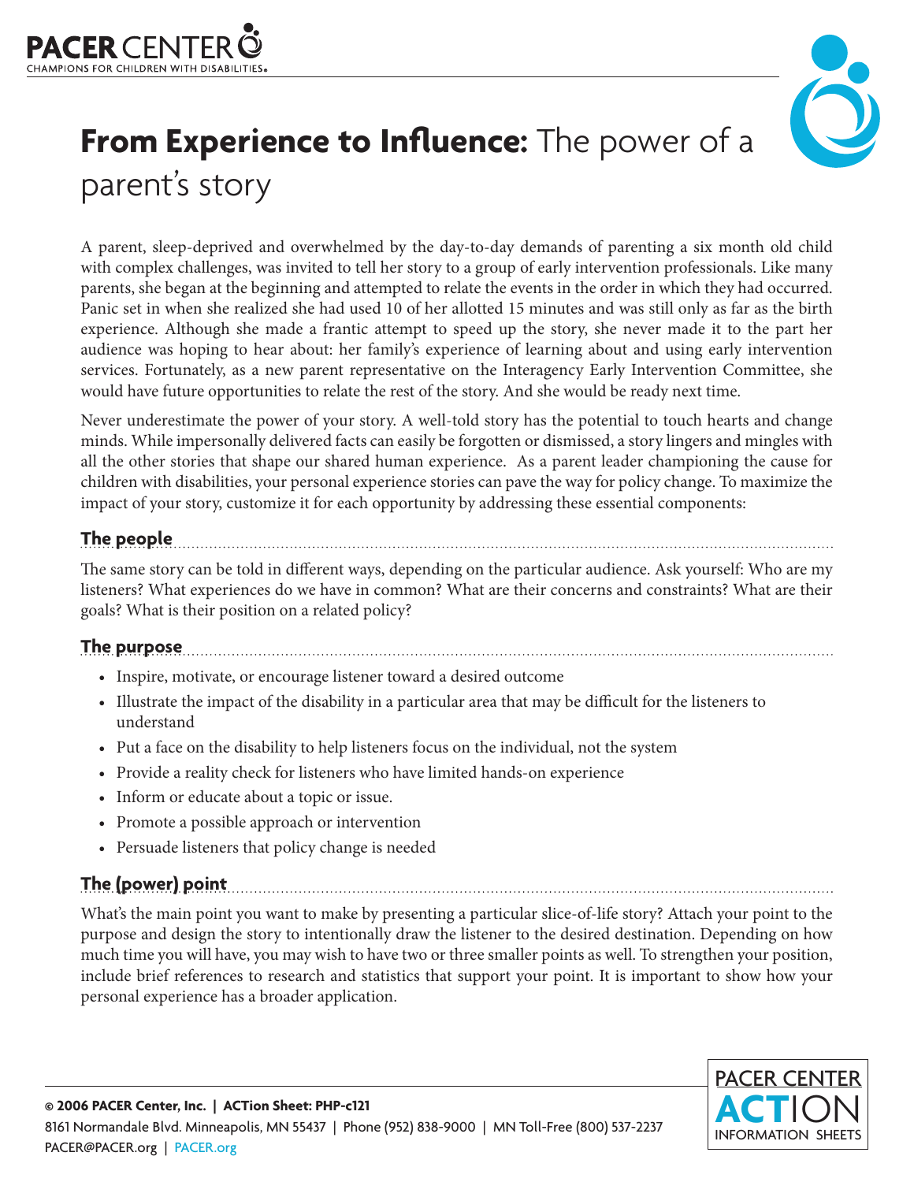# **From Experience to Influence:** The power of a parent's story

A parent, sleep-deprived and overwhelmed by the day-to-day demands of parenting a six month old child with complex challenges, was invited to tell her story to a group of early intervention professionals. Like many parents, she began at the beginning and attempted to relate the events in the order in which they had occurred. Panic set in when she realized she had used 10 of her allotted 15 minutes and was still only as far as the birth experience. Although she made a frantic attempt to speed up the story, she never made it to the part her audience was hoping to hear about: her family's experience of learning about and using early intervention services. Fortunately, as a new parent representative on the Interagency Early Intervention Committee, she would have future opportunities to relate the rest of the story. And she would be ready next time.

Never underestimate the power of your story. A well-told story has the potential to touch hearts and change minds. While impersonally delivered facts can easily be forgotten or dismissed, a story lingers and mingles with all the other stories that shape our shared human experience. As a parent leader championing the cause for children with disabilities, your personal experience stories can pave the way for policy change. To maximize the impact of your story, customize it for each opportunity by addressing these essential components:

## The people

The same story can be told in different ways, depending on the particular audience. Ask yourself: Who are my listeners? What experiences do we have in common? What are their concerns and constraints? What are their goals? What is their position on a related policy?

## The purpose

- Inspire, motivate, or encourage listener toward a desired outcome
- Illustrate the impact of the disability in a particular area that may be difficult for the listeners to understand
- Put a face on the disability to help listeners focus on the individual, not the system
- Provide a reality check for listeners who have limited hands-on experience
- Inform or educate about a topic or issue.
- Promote a possible approach or intervention
- Persuade listeners that policy change is needed

## The (power) point

What's the main point you want to make by presenting a particular slice-of-life story? Attach your point to the purpose and design the story to intentionally draw the listener to the desired destination. Depending on how much time you will have, you may wish to have two or three smaller points as well. To strengthen your position, include brief references to research and statistics that support your point. It is important to show how your personal experience has a broader application.

**© 2006 PACER Center, Inc. | ACTion Sheet: PHP-c121**
8161 Normandale Blvd. Minneapolis, MN 55437 | Phone (952) 838-9000 | MN Toll-Free (800) 537-2237
PACER@PACER.org | PACER.org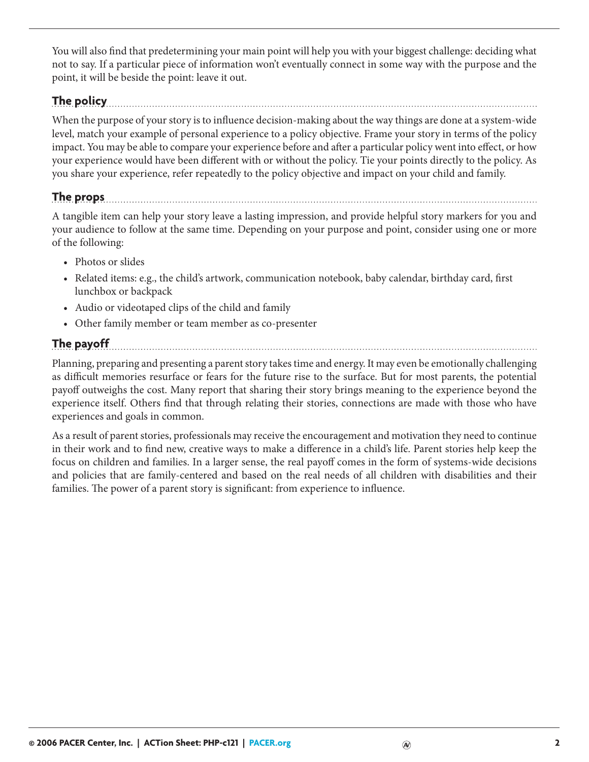You will also find that predetermining your main point will help you with your biggest challenge: deciding what not to say. If a particular piece of information won't eventually connect in some way with the purpose and the point, it will be beside the point: leave it out.

## The policy

When the purpose of your story is to influence decision-making about the way things are done at a system-wide level, match your example of personal experience to a policy objective. Frame your story in terms of the policy impact. You may be able to compare your experience before and after a particular policy went into effect, or how your experience would have been different with or without the policy. Tie your points directly to the policy. As you share your experience, refer repeatedly to the policy objective and impact on your child and family.

## The props

A tangible item can help your story leave a lasting impression, and provide helpful story markers for you and your audience to follow at the same time. Depending on your purpose and point, consider using one or more of the following:

- Photos or slides
- Related items: e.g., the child's artwork, communication notebook, baby calendar, birthday card, first lunchbox or backpack
- Audio or videotaped clips of the child and family
- Other family member or team member as co-presenter

## The payoff

Planning, preparing and presenting a parent story takes time and energy. It may even be emotionally challenging as difficult memories resurface or fears for the future rise to the surface. But for most parents, the potential payoff outweighs the cost. Many report that sharing their story brings meaning to the experience beyond the experience itself. Others find that through relating their stories, connections are made with those who have experiences and goals in common.

As a result of parent stories, professionals may receive the encouragement and motivation they need to continue in their work and to find new, creative ways to make a difference in a child's life. Parent stories help keep the focus on children and families. In a larger sense, the real payoff comes in the form of systems-wide decisions and policies that are family-centered and based on the real needs of all children with disabilities and their families. The power of a parent story is significant: from experience to influence.